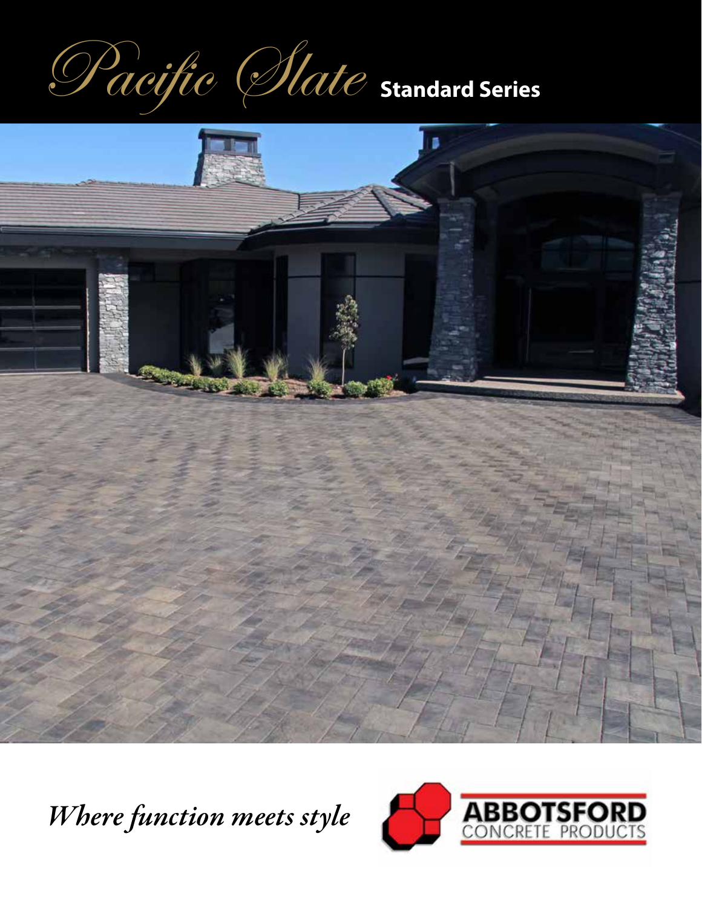# Pacific Slate Standard Series

*Where function meets style*

ABBOTSFORD CONCRETE PRODUCTS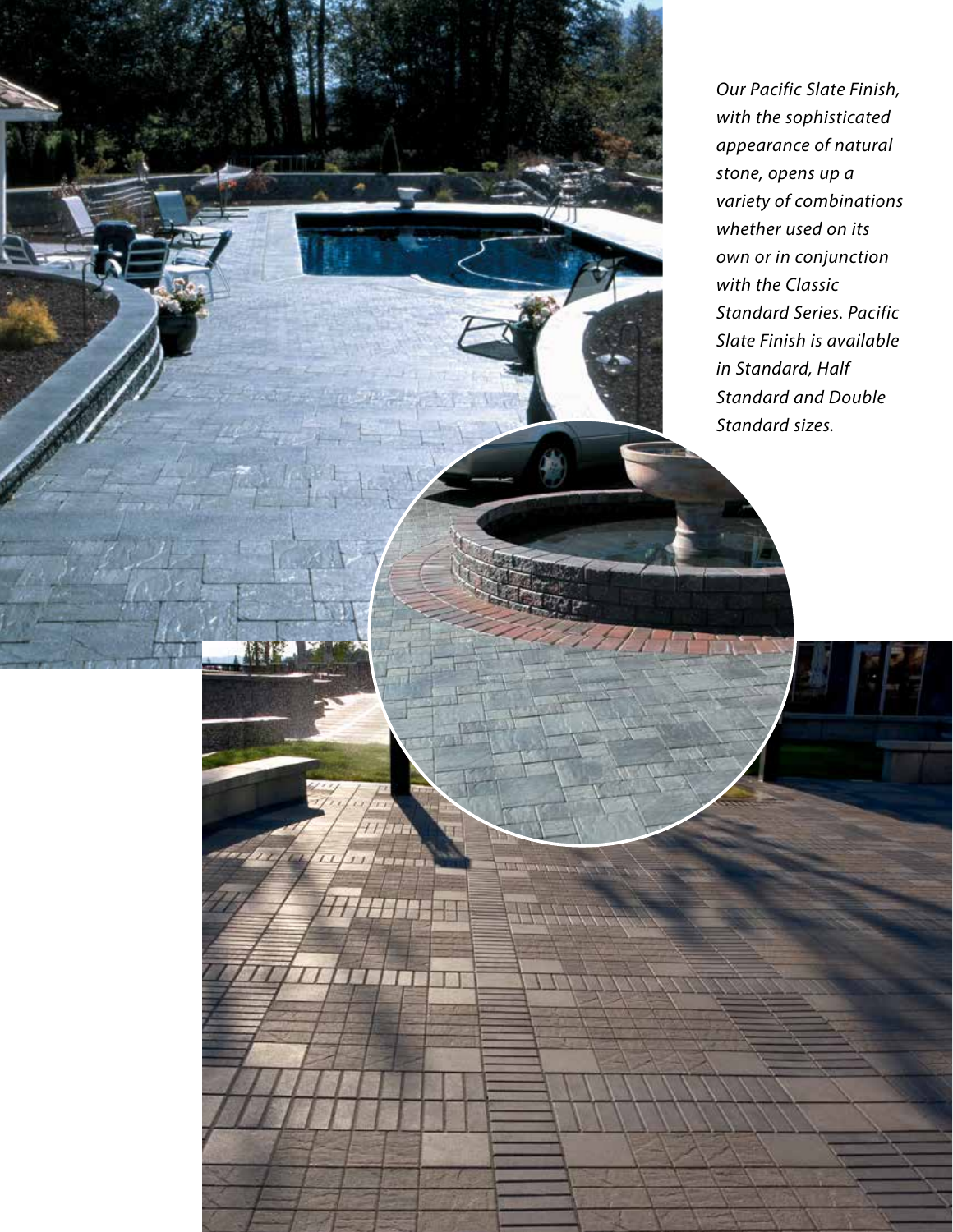*Our Pacific Slate Finish, with the sophisticated appearance of natural stone, opens up a variety of combinations whether used on its own or in conjunction with the Classic Standard Series. Pacific Slate Finish is available in Standard, Half Standard and Double Standard sizes.*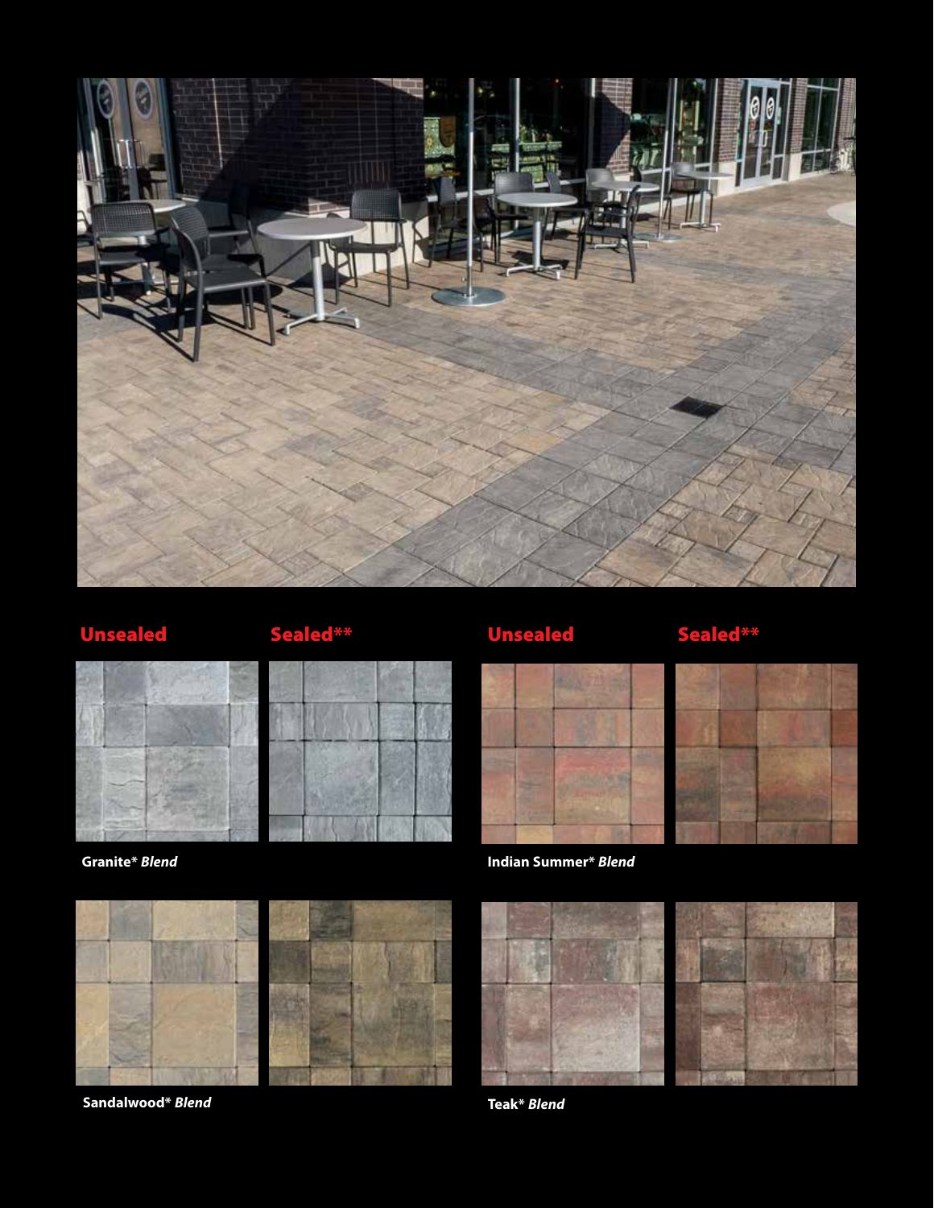**Unsealed** **Sealed****

**Granite*** ***Blend***

**Sandalwood*** ***Blend***

**Unsealed** **Sealed****

**Indian Summer*** ***Blend***

**Teak*** ***Blend***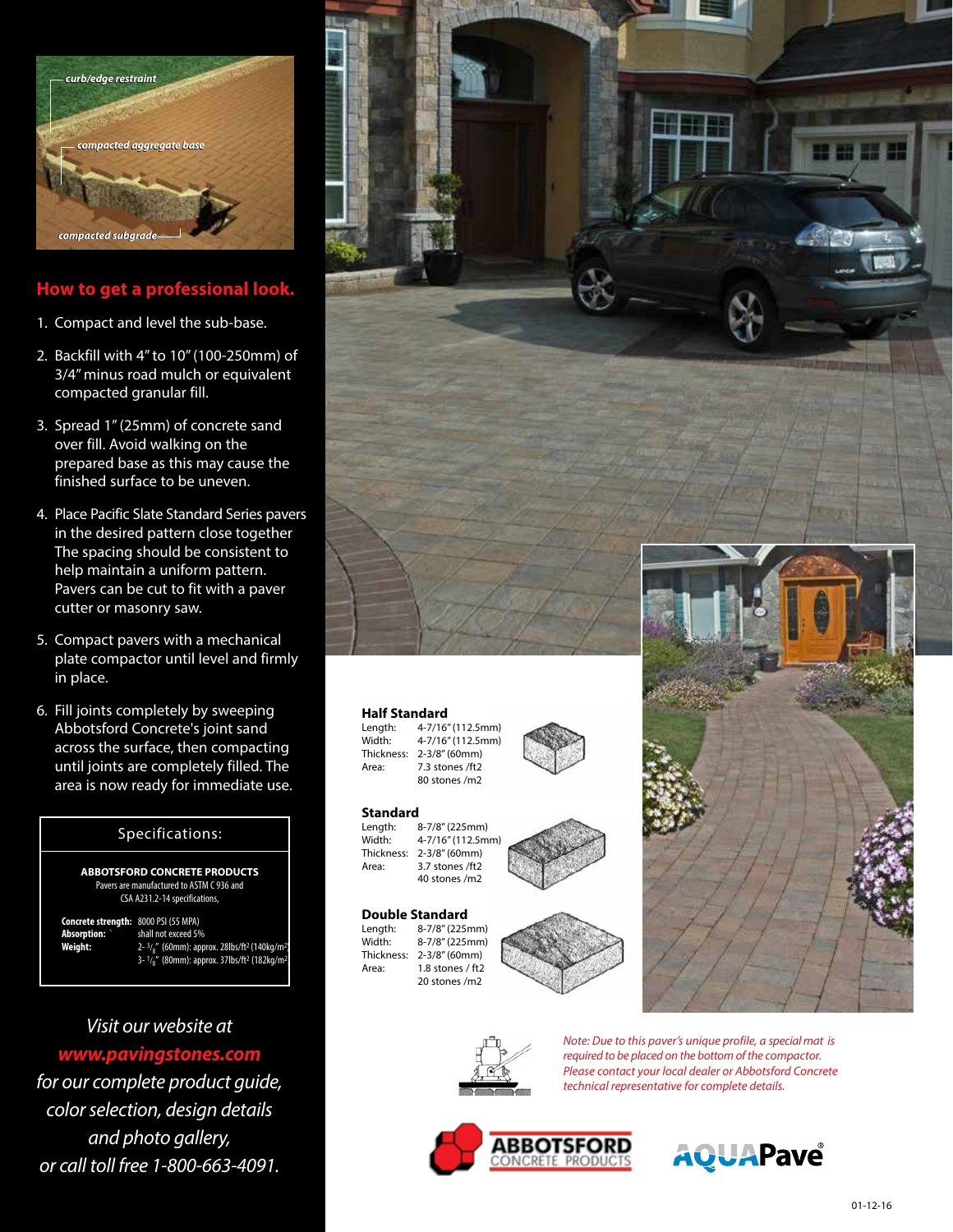curb/edge restraint

compacted aggregate base

compacted subgrade

## How to get a professional look.

1. Compact and level the sub-base.
2. Backfill with 4" to 10" (100-250mm) of 3/4" minus road mulch or equivalent compacted granular fill.
3. Spread 1" (25mm) of concrete sand over fill. Avoid walking on the prepared base as this may cause the finished surface to be uneven.
4. Place Pacific Slate Standard Series pavers in the desired pattern close together The spacing should be consistent to help maintain a uniform pattern. Pavers can be cut to fit with a paver cutter or masonry saw.
5. Compact pavers with a mechanical plate compactor until level and firmly in place.
6. Fill joints completely by sweeping Abbotsford Concrete's joint sand across the surface, then compacting until joints are completely filled. The area is now ready for immediate use.

### Specifications:

**ABBOTSFORD CONCRETE PRODUCTS**
Pavers are manufactured to ASTM C 936 and CSA A231.2-14 specifications,

| | |
|---|---|
| **Concrete strength:** | 8000 PSI (55 MPA) |
| **Absorption:** | shall not exceed 5% |
| **Weight:** | 2-3/8" (60mm): approx. 28lbs/ft² (140kg/m²) |
| | 3-1/8" (80mm): approx. 37lbs/ft² (182kg/m²) |

*Visit our website at*
*www.pavingstones.com*
*for our complete product guide, color selection, design details and photo gallery, or call toll free 1-800-663-4091.*

### Half Standard

| | |
|---|---|
| Length: | 4-7/16" (112.5mm) |
| Width: | 4-7/16" (112.5mm) |
| Thickness: | 2-3/8" (60mm) |
| Area: | 7.3 stones /ft2 |
| | 80 stones /m2 |

### Standard

| | |
|---|---|
| Length: | 8-7/8" (225mm) |
| Width: | 4-7/16" (112.5mm) |
| Thickness: | 2-3/8" (60mm) |
| Area: | 3.7 stones /ft2 |
| | 40 stones /m2 |

### Double Standard

| | |
|---|---|
| Length: | 8-7/8" (225mm) |
| Width: | 8-7/8" (225mm) |
| Thickness: | 2-3/8" (60mm) |
| Area: | 1.8 stones / ft2 |
| | 20 stones /m2 |

*Note: Due to this paver's unique profile, a special mat is required to be placed on the bottom of the compactor. Please contact your local dealer or Abbotsford Concrete technical representative for complete details.*

ABBOTSFORD CONCRETE PRODUCTS

AQUAPave®

01-12-16